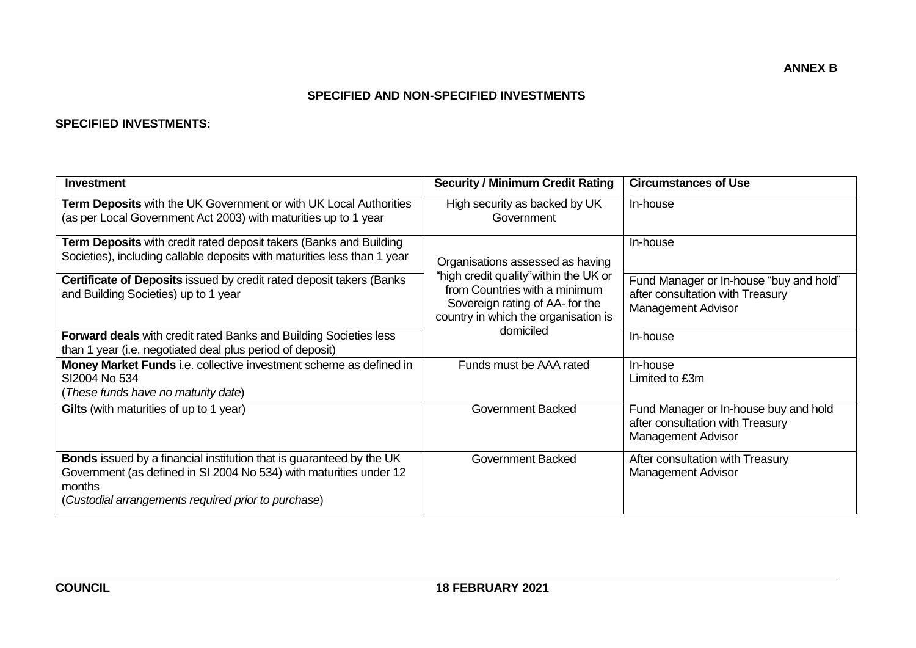**ANNEX B**

## SPECIFIED AND NON-SPECIFIED INVESTMENTS

### SPECIFIED INVESTMENTS:

| Investment | Security / Minimum Credit Rating | Circumstances of Use |
|---|---|---|
| **Term Deposits** with the UK Government or with UK Local Authorities (as per Local Government Act 2003) with maturities up to 1 year | High security as backed by UK Government | In-house |
| **Term Deposits** with credit rated deposit takers (Banks and Building Societies), including callable deposits with maturities less than 1 year | Organisations assessed as having "high credit quality" within the UK or from Countries with a minimum Sovereign rating of AA- for the country in which the organisation is domiciled | In-house |
| **Certificate of Deposits** issued by credit rated deposit takers (Banks and Building Societies) up to 1 year | | Fund Manager or In-house "buy and hold" after consultation with Treasury Management Advisor |
| **Forward deals** with credit rated Banks and Building Societies less than 1 year (i.e. negotiated deal plus period of deposit) | | In-house |
| **Money Market Funds** i.e. collective investment scheme as defined in SI2004 No 534 (*These funds have no maturity date*) | Funds must be AAA rated | In-house Limited to £3m |
| **Gilts** (with maturities of up to 1 year) | Government Backed | Fund Manager or In-house buy and hold after consultation with Treasury Management Advisor |
| **Bonds** issued by a financial institution that is guaranteed by the UK Government (as defined in SI 2004 No 534) with maturities under 12 months (*Custodial arrangements required prior to purchase*) | Government Backed | After consultation with Treasury Management Advisor |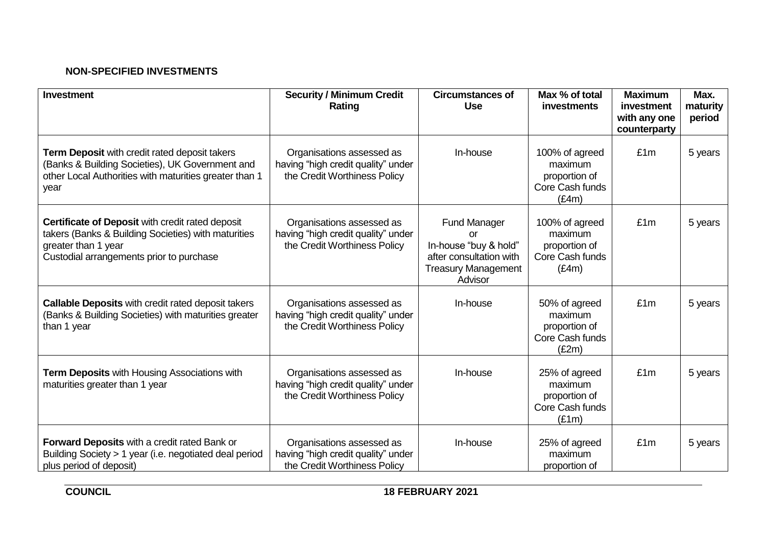**NON-SPECIFIED INVESTMENTS**

| Investment | Security / Minimum Credit Rating | Circumstances of Use | Max % of total investments | Maximum investment with any one counterparty | Max. maturity period |
|---|---|---|---|---|---|
| **Term Deposit** with credit rated deposit takers (Banks & Building Societies), UK Government and other Local Authorities with maturities greater than 1 year | Organisations assessed as having "high credit quality" under the Credit Worthiness Policy | In-house | 100% of agreed maximum proportion of Core Cash funds (£4m) | £1m | 5 years |
| **Certificate of Deposit** with credit rated deposit takers (Banks & Building Societies) with maturities greater than 1 year<br>Custodial arrangements prior to purchase | Organisations assessed as having "high credit quality" under the Credit Worthiness Policy | Fund Manager or In-house "buy & hold" after consultation with Treasury Management Advisor | 100% of agreed maximum proportion of Core Cash funds (£4m) | £1m | 5 years |
| **Callable Deposits** with credit rated deposit takers (Banks & Building Societies) with maturities greater than 1 year | Organisations assessed as having "high credit quality" under the Credit Worthiness Policy | In-house | 50% of agreed maximum proportion of Core Cash funds (£2m) | £1m | 5 years |
| **Term Deposits** with Housing Associations with maturities greater than 1 year | Organisations assessed as having "high credit quality" under the Credit Worthiness Policy | In-house | 25% of agreed maximum proportion of Core Cash funds (£1m) | £1m | 5 years |
| **Forward Deposits** with a credit rated Bank or Building Society > 1 year (i.e. negotiated deal period plus period of deposit) | Organisations assessed as having "high credit quality" under the Credit Worthiness Policy | In-house | 25% of agreed maximum proportion of | £1m | 5 years |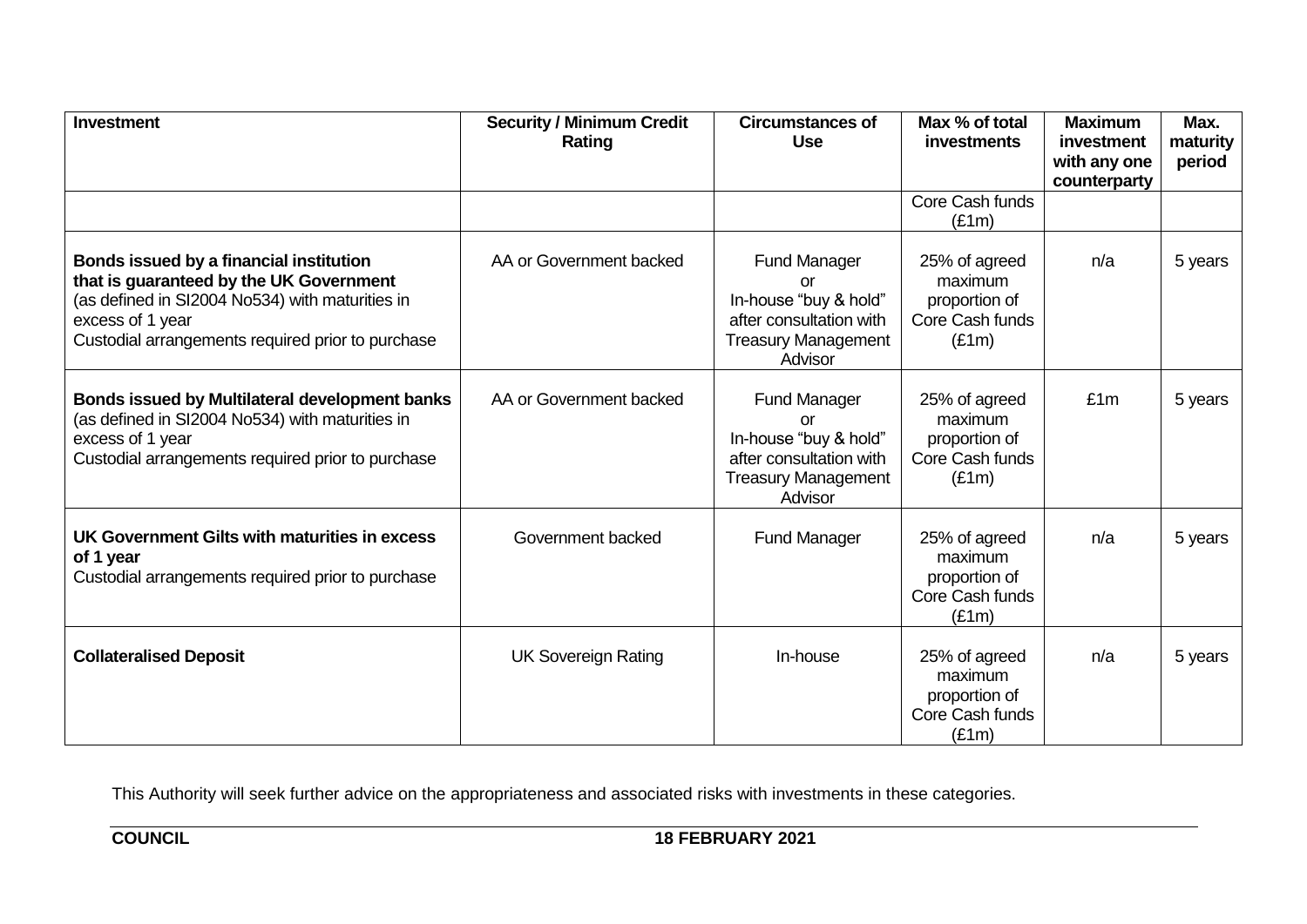| Investment | Security / Minimum Credit Rating | Circumstances of Use | Max % of total investments | Maximum investment with any one counterparty | Max. maturity period |
|---|---|---|---|---|---|
| | | | Core Cash funds (£1m) | | |
| **Bonds issued by a financial institution that is guaranteed by the UK Government** (as defined in SI2004 No534) with maturities in excess of 1 year Custodial arrangements required prior to purchase | AA or Government backed | Fund Manager or In-house "buy & hold" after consultation with Treasury Management Advisor | 25% of agreed maximum proportion of Core Cash funds (£1m) | n/a | 5 years |
| **Bonds issued by Multilateral development banks** (as defined in SI2004 No534) with maturities in excess of 1 year Custodial arrangements required prior to purchase | AA or Government backed | Fund Manager or In-house "buy & hold" after consultation with Treasury Management Advisor | 25% of agreed maximum proportion of Core Cash funds (£1m) | £1m | 5 years |
| **UK Government Gilts with maturities in excess of 1 year** Custodial arrangements required prior to purchase | Government backed | Fund Manager | 25% of agreed maximum proportion of Core Cash funds (£1m) | n/a | 5 years |
| **Collateralised Deposit** | UK Sovereign Rating | In-house | 25% of agreed maximum proportion of Core Cash funds (£1m) | n/a | 5 years |

This Authority will seek further advice on the appropriateness and associated risks with investments in these categories.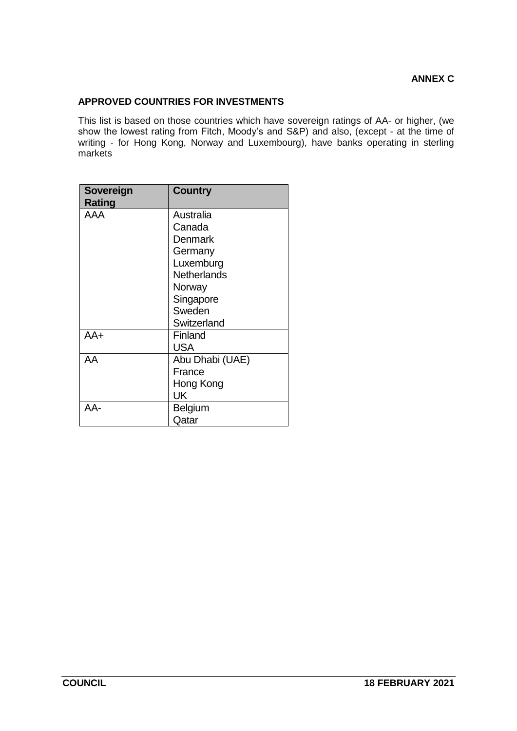**ANNEX C**

## APPROVED COUNTRIES FOR INVESTMENTS

This list is based on those countries which have sovereign ratings of AA- or higher, (we show the lowest rating from Fitch, Moody's and S&P) and also, (except - at the time of writing - for Hong Kong, Norway and Luxembourg), have banks operating in sterling markets

| Sovereign Rating | Country |
|---|---|
| AAA | Australia<br>Canada<br>Denmark<br>Germany<br>Luxemburg<br>Netherlands<br>Norway<br>Singapore<br>Sweden<br>Switzerland |
| AA+ | Finland<br>USA |
| AA | Abu Dhabi (UAE)<br>France<br>Hong Kong<br>UK |
| AA- | Belgium<br>Qatar |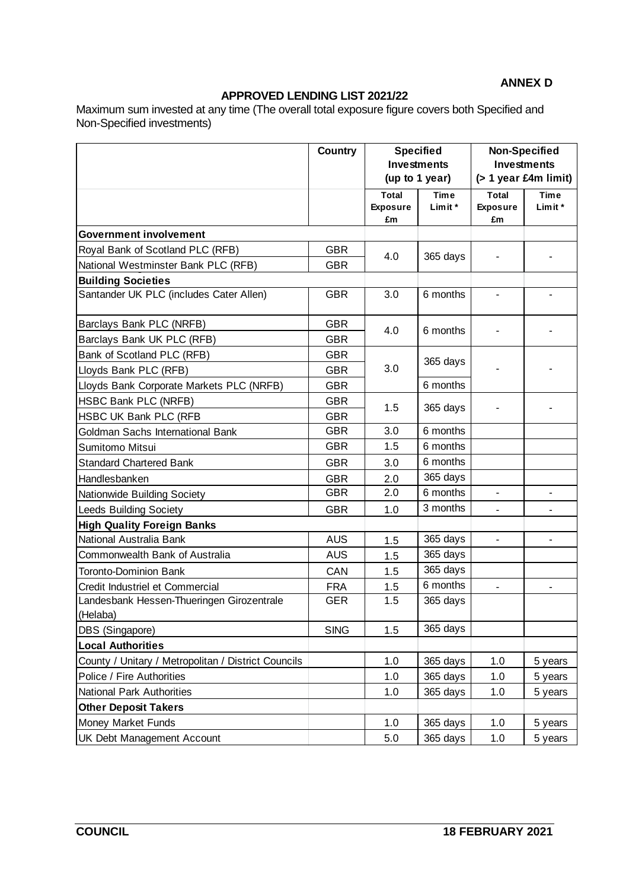**ANNEX D**

**APPROVED LENDING LIST 2021/22**

Maximum sum invested at any time (The overall total exposure figure covers both Specified and Non-Specified investments)

| | Country | Specified Investments (up to 1 year) | | Non-Specified Investments (> 1 year £4m limit) | |
|---|---|---|---|---|---|
| | | Total Exposure £m | Time Limit * | Total Exposure £m | Time Limit * |
| **Government involvement** | | | | | |
| Royal Bank of Scotland PLC (RFB) | GBR | 4.0 | 365 days | - | - |
| National Westminster Bank PLC (RFB) | GBR | | | | |
| **Building Societies** | | | | | |
| Santander UK PLC (includes Cater Allen) | GBR | 3.0 | 6 months | - | - |
| Barclays Bank PLC (NRFB) | GBR | 4.0 | 6 months | - | - |
| Barclays Bank UK PLC (RFB) | GBR | | | | |
| Bank of Scotland PLC (RFB) | GBR | 3.0 | 365 days | - | - |
| Lloyds Bank PLC (RFB) | GBR | | | | |
| Lloyds Bank Corporate Markets PLC (NRFB) | GBR | | 6 months | | |
| HSBC Bank PLC (NRFB) | GBR | 1.5 | 365 days | - | - |
| HSBC UK Bank PLC (RFB | GBR | | | | |
| Goldman Sachs International Bank | GBR | 3.0 | 6 months | | |
| Sumitomo Mitsui | GBR | 1.5 | 6 months | | |
| Standard Chartered Bank | GBR | 3.0 | 6 months | | |
| Handlesbanken | GBR | 2.0 | 365 days | | |
| Nationwide Building Society | GBR | 2.0 | 6 months | - | - |
| Leeds Building Society | GBR | 1.0 | 3 months | - | - |
| **High Quality Foreign Banks** | | | | | |
| National Australia Bank | AUS | 1.5 | 365 days | - | - |
| Commonwealth Bank of Australia | AUS | 1.5 | 365 days | | |
| Toronto-Dominion Bank | CAN | 1.5 | 365 days | | |
| Credit Industriel et Commercial | FRA | 1.5 | 6 months | - | - |
| Landesbank Hessen-Thueringen Girozentrale (Helaba) | GER | 1.5 | 365 days | | |
| DBS (Singapore) | SING | 1.5 | 365 days | | |
| **Local Authorities** | | | | | |
| County / Unitary / Metropolitan / District Councils | | 1.0 | 365 days | 1.0 | 5 years |
| Police / Fire Authorities | | 1.0 | 365 days | 1.0 | 5 years |
| National Park Authorities | | 1.0 | 365 days | 1.0 | 5 years |
| **Other Deposit Takers** | | | | | |
| Money Market Funds | | 1.0 | 365 days | 1.0 | 5 years |
| UK Debt Management Account | | 5.0 | 365 days | 1.0 | 5 years |

**COUNCIL** **18 FEBRUARY 2021**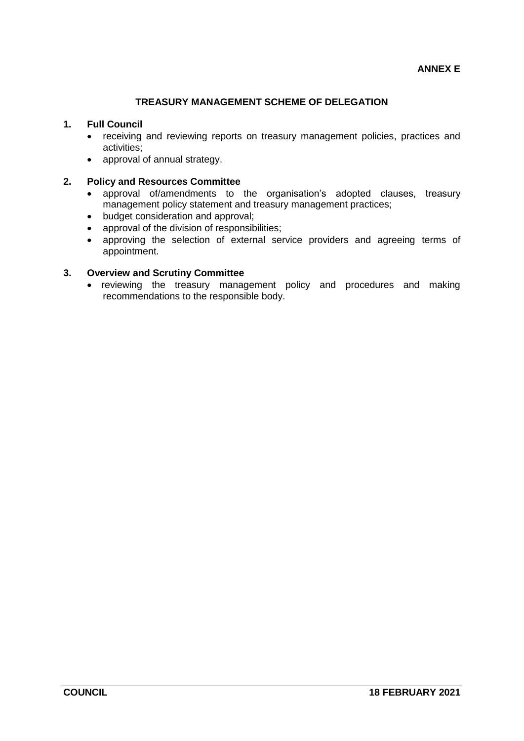**ANNEX E**

# TREASURY MANAGEMENT SCHEME OF DELEGATION

## 1. Full Council

- receiving and reviewing reports on treasury management policies, practices and activities;
- approval of annual strategy.

## 2. Policy and Resources Committee

- approval of/amendments to the organisation's adopted clauses, treasury management policy statement and treasury management practices;
- budget consideration and approval;
- approval of the division of responsibilities;
- approving the selection of external service providers and agreeing terms of appointment.

## 3. Overview and Scrutiny Committee

- reviewing the treasury management policy and procedures and making recommendations to the responsible body.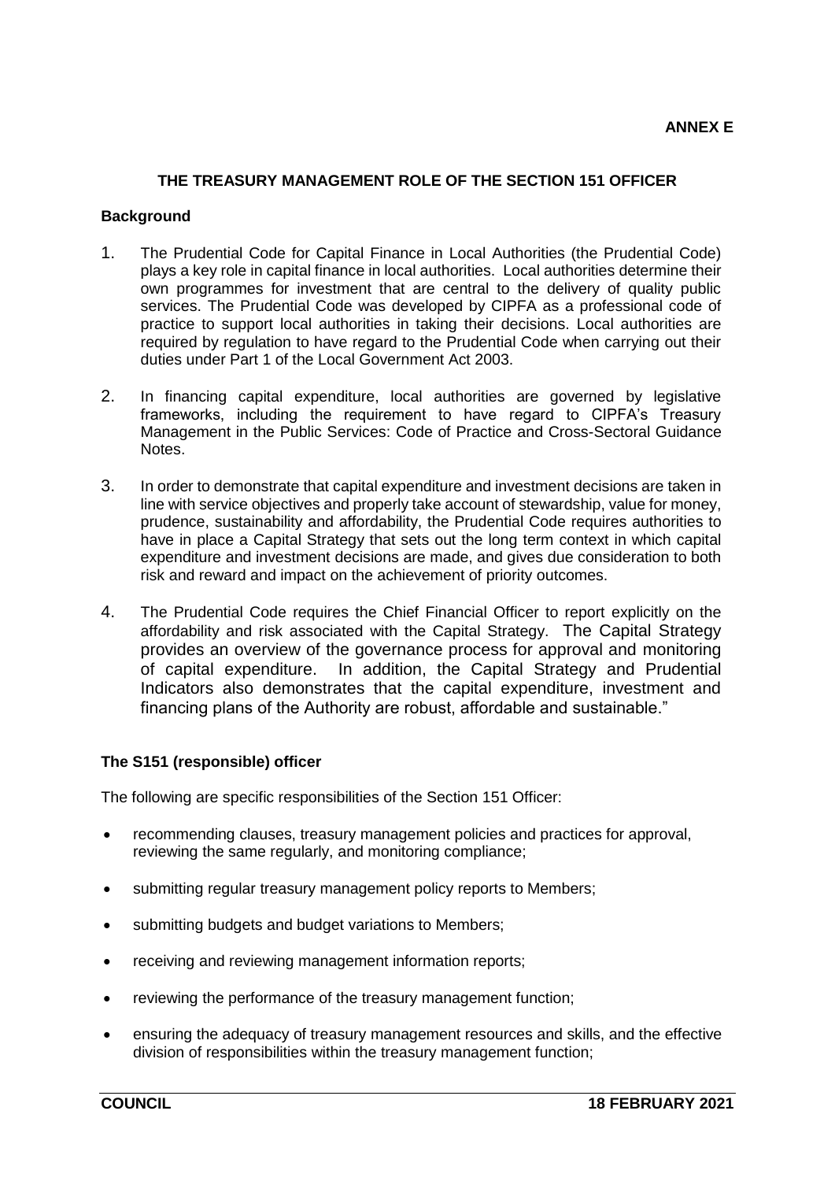**ANNEX E**

## THE TREASURY MANAGEMENT ROLE OF THE SECTION 151 OFFICER

### Background

1. The Prudential Code for Capital Finance in Local Authorities (the Prudential Code) plays a key role in capital finance in local authorities. Local authorities determine their own programmes for investment that are central to the delivery of quality public services. The Prudential Code was developed by CIPFA as a professional code of practice to support local authorities in taking their decisions. Local authorities are required by regulation to have regard to the Prudential Code when carrying out their duties under Part 1 of the Local Government Act 2003.

2. In financing capital expenditure, local authorities are governed by legislative frameworks, including the requirement to have regard to CIPFA's Treasury Management in the Public Services: Code of Practice and Cross-Sectoral Guidance Notes.

3. In order to demonstrate that capital expenditure and investment decisions are taken in line with service objectives and properly take account of stewardship, value for money, prudence, sustainability and affordability, the Prudential Code requires authorities to have in place a Capital Strategy that sets out the long term context in which capital expenditure and investment decisions are made, and gives due consideration to both risk and reward and impact on the achievement of priority outcomes.

4. The Prudential Code requires the Chief Financial Officer to report explicitly on the affordability and risk associated with the Capital Strategy. The Capital Strategy provides an overview of the governance process for approval and monitoring of capital expenditure. In addition, the Capital Strategy and Prudential Indicators also demonstrates that the capital expenditure, investment and financing plans of the Authority are robust, affordable and sustainable."

### The S151 (responsible) officer

The following are specific responsibilities of the Section 151 Officer:

- recommending clauses, treasury management policies and practices for approval, reviewing the same regularly, and monitoring compliance;
- submitting regular treasury management policy reports to Members;
- submitting budgets and budget variations to Members;
- receiving and reviewing management information reports;
- reviewing the performance of the treasury management function;
- ensuring the adequacy of treasury management resources and skills, and the effective division of responsibilities within the treasury management function;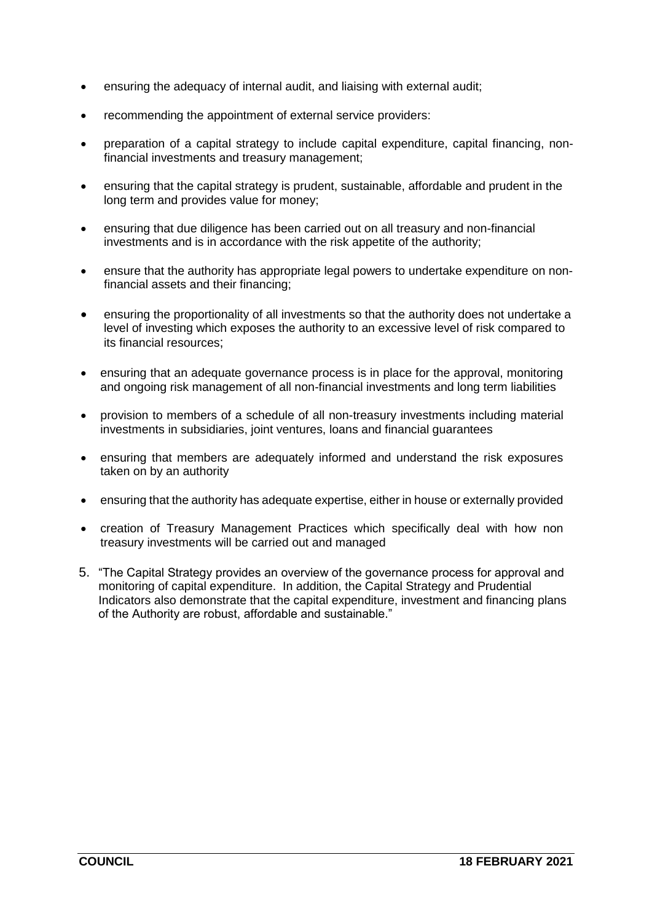- ensuring the adequacy of internal audit, and liaising with external audit;
- recommending the appointment of external service providers:
- preparation of a capital strategy to include capital expenditure, capital financing, non-financial investments and treasury management;
- ensuring that the capital strategy is prudent, sustainable, affordable and prudent in the long term and provides value for money;
- ensuring that due diligence has been carried out on all treasury and non-financial investments and is in accordance with the risk appetite of the authority;
- ensure that the authority has appropriate legal powers to undertake expenditure on non-financial assets and their financing;
- ensuring the proportionality of all investments so that the authority does not undertake a level of investing which exposes the authority to an excessive level of risk compared to its financial resources;
- ensuring that an adequate governance process is in place for the approval, monitoring and ongoing risk management of all non-financial investments and long term liabilities
- provision to members of a schedule of all non-treasury investments including material investments in subsidiaries, joint ventures, loans and financial guarantees
- ensuring that members are adequately informed and understand the risk exposures taken on by an authority
- ensuring that the authority has adequate expertise, either in house or externally provided
- creation of Treasury Management Practices which specifically deal with how non treasury investments will be carried out and managed

5. "The Capital Strategy provides an overview of the governance process for approval and monitoring of capital expenditure. In addition, the Capital Strategy and Prudential Indicators also demonstrate that the capital expenditure, investment and financing plans of the Authority are robust, affordable and sustainable."